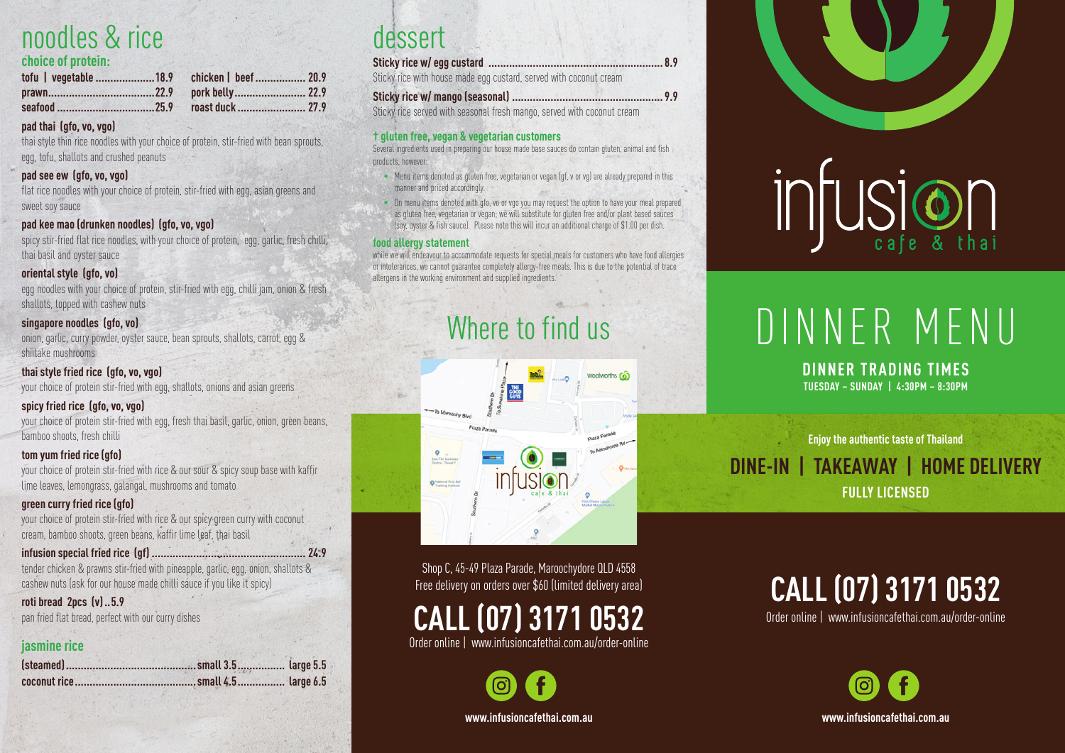# noodles & rice

**choice of protein:**

| | | | |
|---|---|---|---|
| tofu \| vegetable | 18.9 | chicken \| beef | 20.9 |
| prawn | 22.9 | pork belly | 22.9 |
| seafood | 25.9 | roast duck | 27.9 |

**pad thai (gfo, vo, vgo)**
thai style thin rice noodles with your choice of protein, stir-fried with bean sprouts, egg, tofu, shallots and crushed peanuts

**pad see ew (gfo, vo, vgo)**
flat rice noodles with your choice of protein, stir-fried with egg, asian greens and sweet soy sauce

**pad kee mao (drunken noodles) (gfo, vo, vgo)**
spicy stir-fried flat rice noodles, with your choice of protein, egg, garlic, fresh chilli, thai basil and oyster sauce

**oriental style (gfo, vo)**
egg noodles with your choice of protein, stir-fried with egg, chilli jam, onion & fresh shallots, topped with cashew nuts

**singapore noodles (gfo, vo)**
onion, garlic, curry powder, oyster sauce, bean sprouts, shallots, carrot, egg & shiitake mushrooms

**thai style fried rice (gfo, vo, vgo)**
your choice of protein stir-fried with egg, shallots, onions and asian greens

**spicy fried rice (gfo, vo, vgo)**
your choice of protein stir-fried with egg, fresh thai basil, garlic, onion, green beans, bamboo shoots, fresh chilli

**tom yum fried rice (gfo)**
your choice of protein stir-fried with rice & our sour & spicy soup base with kaffir lime leaves, lemongrass, galangal, mushrooms and tomato

**green curry fried rice (gfo)**
your choice of protein stir-fried with rice & our spicy green curry with coconut cream, bamboo shoots, green beans, kaffir lime leaf, thai basil

**infusion special fried rice (gf)** ........ 24.9
tender chicken & prawns stir-fried with pineapple, garlic, egg, onion, shallots & cashew nuts (ask for our house made chilli sauce if you like it spicy)

**roti bread 2pcs (v)** .. 5.9
pan fried flat bread, perfect with our curry dishes

## jasmine rice

| | | |
|---|---|---|
| (steamed) | small 3.5 | large 5.5 |
| coconut rice | small 4.5 | large 6.5 |

# dessert

**Sticky rice w/ egg custard** ........ 8.9
Sticky rice with house made egg custard, served with coconut cream

**Sticky rice w/ mango (seasonal)** ........ 9.9
Sticky rice served with seasonal fresh mango, served with coconut cream

**† gluten free, vegan & vegetarian customers**
Several ingredients used in preparing our house made base sauces do contain gluten, animal and fish products, however:

- Menu items denoted as gluten free, vegetarian or vegan (gf, v or vg) are already prepared in this manner and priced accordingly.
- On menu items denoted with gfo, vo or vgo you may request the option to have your meal prepared as gluten free, vegetarian or vegan; we will substitute for gluten free and/or plant based sauces (soy, oyster & fish sauce). Please note this will incur an additional charge of $1.00 per dish.

**food allergy statement**
while we will endeavour to accommodate requests for special meals for customers who have food allergies or intolerances, we cannot guarantee completely allergy-free meals. This is due to the potential of trace allergens in the working environment and supplied ingredients.

# Where to find us

Shop C, 45-49 Plaza Parade, Maroochydore QLD 4558
Free delivery on orders over $60 (limited delivery area)

**CALL (07) 3171 0532**
Order online | www.infusioncafethai.com.au/order-online

www.infusioncafethai.com.au

# infusion cafe & thai

# DINNER MENU

**DINNER TRADING TIMES**
**TUESDAY – SUNDAY | 4:30PM – 8:30PM**

**Enjoy the authentic taste of Thailand**

**DINE-IN | TAKEAWAY | HOME DELIVERY**

**FULLY LICENSED**

**CALL (07) 3171 0532**
Order online | www.infusioncafethai.com.au/order-online

www.infusioncafethai.com.au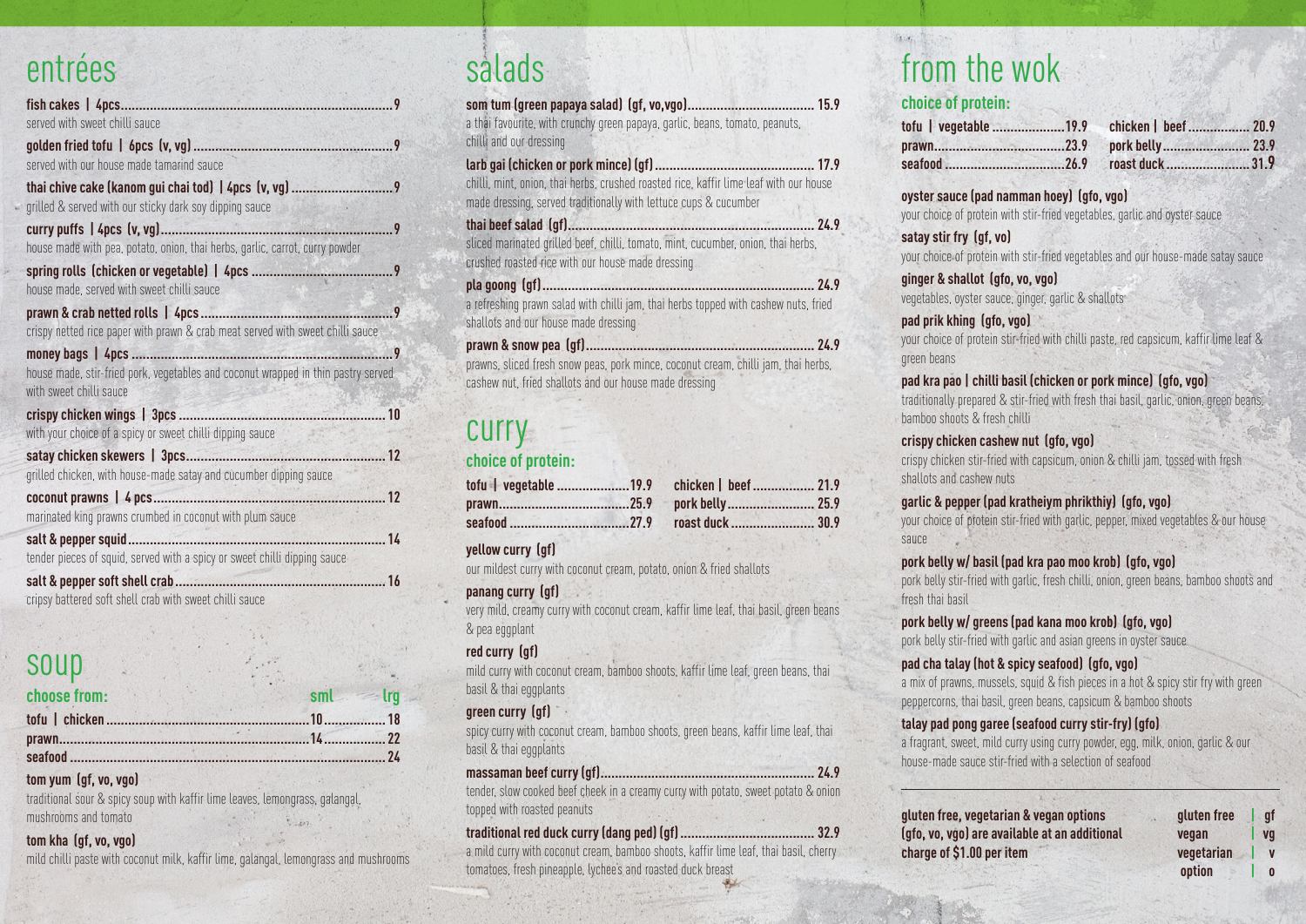# entrées

**fish cakes | 4pcs** .......... 9
served with sweet chilli sauce

**golden fried tofu | 6pcs (v, vg)** .......... 9
served with our house made tamarind sauce

**thai chive cake (kanom gui chai tod) | 4pcs (v, vg)** .......... 9
grilled & served with our sticky dark soy dipping sauce

**curry puffs | 4pcs (v, vg)** .......... 9
house made with pea, potato, onion, thai herbs, garlic, carrot, curry powder

**spring rolls (chicken or vegetable) | 4pcs** .......... 9
house made, served with sweet chilli sauce

**prawn & crab netted rolls | 4pcs** .......... 9
crispy netted rice paper with prawn & crab meat served with sweet chilli sauce

**money bags | 4pcs** .......... 9
house made, stir-fried pork, vegetables and coconut wrapped in thin pastry served with sweet chilli sauce

**crispy chicken wings | 3pcs** .......... 10
with your choice of a spicy or sweet chilli dipping sauce

**satay chicken skewers | 3pcs** .......... 12
grilled chicken, with house-made satay and cucumber dipping sauce

**coconut prawns | 4 pcs** .......... 12
marinated king prawns crumbed in coconut with plum sauce

**salt & pepper squid** .......... 14
tender pieces of squid, served with a spicy or sweet chilli dipping sauce

**salt & pepper soft shell crab** .......... 16
cripsy battered soft shell crab with sweet chilli sauce

# soup

| choose from: | sml | lrg |
|---|---|---|
| tofu \| chicken | 10 | 18 |
| prawn | 14 | 22 |
| seafood | | 24 |

**tom yum (gf, vo, vgo)**
traditional sour & spicy soup with kaffir lime leaves, lemongrass, galangal, mushrooms and tomato

**tom kha (gf, vo, vgo)**
mild chilli paste with coconut milk, kaffir lime, galangal, lemongrass and mushrooms

# salads

**som tum (green papaya salad) (gf, vo,vgo)** .......... 15.9
a thai favourite, with crunchy green papaya, garlic, beans, tomato, peanuts, chilli and our dressing

**larb gai (chicken or pork mince) (gf)** .......... 17.9
chilli, mint, onion, thai herbs, crushed roasted rice, kaffir lime leaf with our house made dressing, served traditionally with lettuce cups & cucumber

**thai beef salad (gf)** .......... 24.9
sliced marinated grilled beef, chilli, tomato, mint, cucumber, onion, thai herbs, crushed roasted rice with our house made dressing

**pla goong (gf)** .......... 24.9
a refreshing prawn salad with chilli jam, thai herbs topped with cashew nuts, fried shallots and our house made dressing

**prawn & snow pea (gf)** .......... 24.9
prawns, sliced fresh snow peas, pork mince, coconut cream, chilli jam, thai herbs, cashew nut, fried shallots and our house made dressing

# curry

## choice of protein:

| | | | |
|---|---|---|---|
| tofu \| vegetable | 19.9 | chicken \| beef | 21.9 |
| prawn | 25.9 | pork belly | 25.9 |
| seafood | 27.9 | roast duck | 30.9 |

**yellow curry (gf)**
our mildest curry with coconut cream, potato, onion & fried shallots

**panang curry (gf)**
very mild, creamy curry with coconut cream, kaffir lime leaf, thai basil, green beans & pea eggplant

**red curry (gf)**
mild curry with coconut cream, bamboo shoots, kaffir lime leaf, green beans, thai basil & thai eggplants

**green curry (gf)**
spicy curry with coconut cream, bamboo shoots, green beans, kaffir lime leaf, thai basil & thai eggplants

**massaman beef curry (gf)** .......... 24.9
tender, slow cooked beef cheek in a creamy curry with potato, sweet potato & onion topped with roasted peanuts

**traditional red duck curry (dang ped) (gf)** .......... 32.9
a mild curry with coconut cream, bamboo shoots, kaffir lime leaf, thai basil, cherry tomatoes, fresh pineapple, lychee's and roasted duck breast

# from the wok

## choice of protein:

| | | | |
|---|---|---|---|
| tofu \| vegetable | 19.9 | chicken \| beef | 20.9 |
| prawn | 23.9 | pork belly | 23.9 |
| seafood | 26.9 | roast duck | 31.9 |

**oyster sauce (pad namman hoey) (gfo, vgo)**
your choice of protein with stir-fried vegetables, garlic and oyster sauce

**satay stir fry (gf, vo)**
your choice of protein with stir-fried vegetables and our house-made satay sauce

**ginger & shallot (gfo, vo, vgo)**
vegetables, oyster sauce, ginger, garlic & shallots

**pad prik khing (gfo, vgo)**
your choice of protein stir-fried with chilli paste, red capsicum, kaffir lime leaf & green beans

**pad kra pao | chilli basil (chicken or pork mince) (gfo, vgo)**
traditionally prepared & stir-fried with fresh thai basil, garlic, onion, green beans, bamboo shoots & fresh chilli

**crispy chicken cashew nut (gfo, vgo)**
crispy chicken stir-fried with capsicum, onion & chilli jam, tossed with fresh shallots and cashew nuts

**garlic & pepper (pad kratheiym phrikthiy) (gfo, vgo)**
your choice of protein stir-fried with garlic, pepper, mixed vegetables & our house sauce

**pork belly w/ basil (pad kra pao moo krob) (gfo, vgo)**
pork belly stir-fried with garlic, fresh chilli, onion, green beans, bamboo shoots and fresh thai basil

**pork belly w/ greens (pad kana moo krob) (gfo, vgo)**
pork belly stir-fried with garlic and asian greens in oyster sauce

**pad cha talay (hot & spicy seafood) (gfo, vgo)**
a mix of prawns, mussels, squid & fish pieces in a hot & spicy stir fry with green peppercorns, thai basil, green beans, capsicum & bamboo shoots

**talay pad pong garee (seafood curry stir-fry) (gfo)**
a fragrant, sweet, mild curry using curry powder, egg, milk, onion, garlic & our house-made sauce stir-fried with a selection of seafood

---

**gluten free, vegetarian & vegan options (gfo, vo, vgo) are available at an additional charge of $1.00 per item**

| | |
|---|---|
| gluten free | gf |
| vegan | vg |
| vegetarian | v |
| option | o |